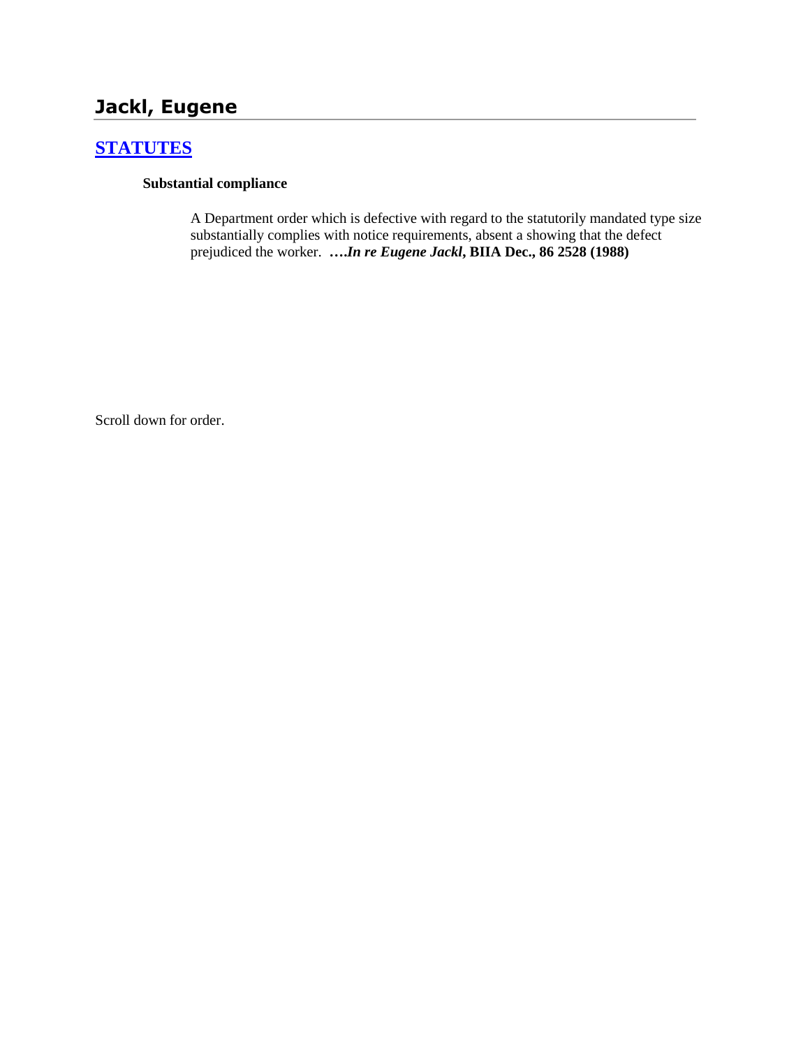# Jackl, Eugene

## STATUTES

**Substantial compliance**

A Department order which is defective with regard to the statutorily mandated type size substantially complies with notice requirements, absent a showing that the defect prejudiced the worker. ****….In re Eugene Jackl*, BIIA Dec., 86 2528 (1988)**

Scroll down for order.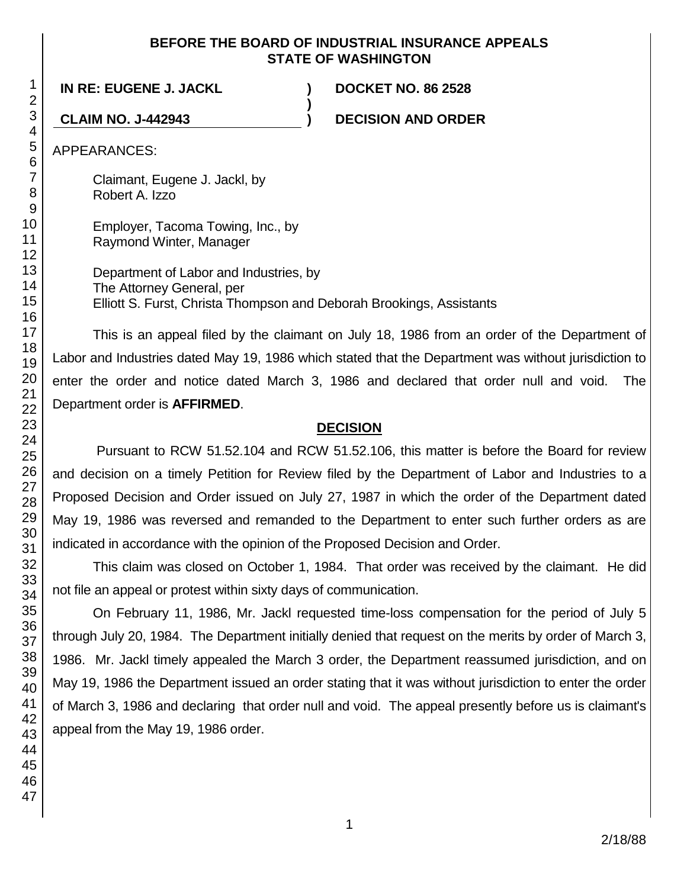**BEFORE THE BOARD OF INDUSTRIAL INSURANCE APPEALS**
**STATE OF WASHINGTON**

| | | |
|---|---|---|
| **IN RE: EUGENE J. JACKL** | **)** | **DOCKET NO. 86 2528** |
| | **)** | |
| **CLAIM NO. J-442943** | **)** | **DECISION AND ORDER** |

APPEARANCES:

Claimant, Eugene J. Jackl, by
Robert A. Izzo

Employer, Tacoma Towing, Inc., by
Raymond Winter, Manager

Department of Labor and Industries, by
The Attorney General, per
Elliott S. Furst, Christa Thompson and Deborah Brookings, Assistants

This is an appeal filed by the claimant on July 18, 1986 from an order of the Department of Labor and Industries dated May 19, 1986 which stated that the Department was without jurisdiction to enter the order and notice dated March 3, 1986 and declared that order null and void. The Department order is **AFFIRMED**.

## DECISION

Pursuant to RCW 51.52.104 and RCW 51.52.106, this matter is before the Board for review and decision on a timely Petition for Review filed by the Department of Labor and Industries to a Proposed Decision and Order issued on July 27, 1987 in which the order of the Department dated May 19, 1986 was reversed and remanded to the Department to enter such further orders as are indicated in accordance with the opinion of the Proposed Decision and Order.

This claim was closed on October 1, 1984. That order was received by the claimant. He did not file an appeal or protest within sixty days of communication.

On February 11, 1986, Mr. Jackl requested time-loss compensation for the period of July 5 through July 20, 1984. The Department initially denied that request on the merits by order of March 3, 1986. Mr. Jackl timely appealed the March 3 order, the Department reassumed jurisdiction, and on May 19, 1986 the Department issued an order stating that it was without jurisdiction to enter the order of March 3, 1986 and declaring that order null and void. The appeal presently before us is claimant's appeal from the May 19, 1986 order.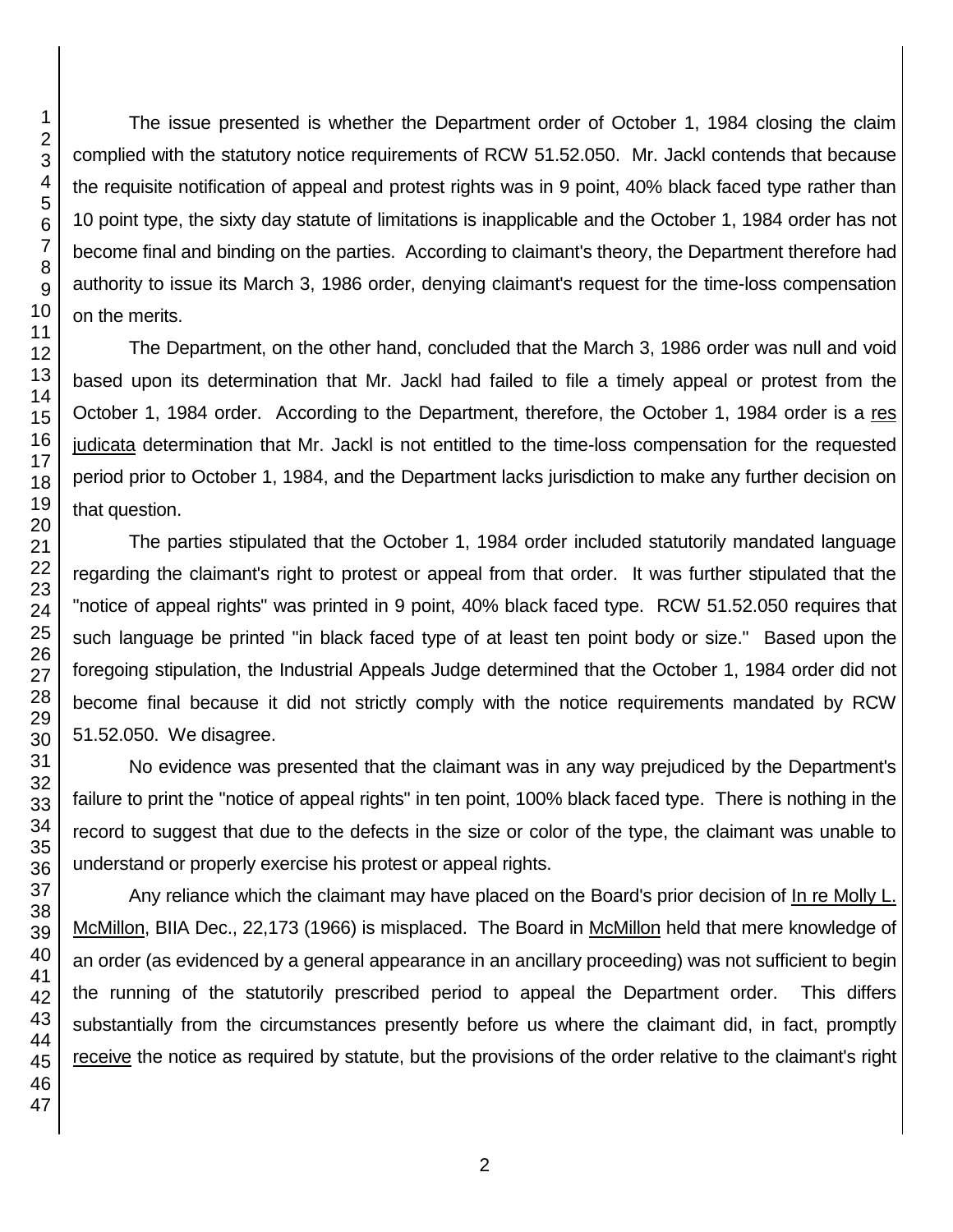The issue presented is whether the Department order of October 1, 1984 closing the claim complied with the statutory notice requirements of RCW 51.52.050. Mr. Jackl contends that because the requisite notification of appeal and protest rights was in 9 point, 40% black faced type rather than 10 point type, the sixty day statute of limitations is inapplicable and the October 1, 1984 order has not become final and binding on the parties. According to claimant's theory, the Department therefore had authority to issue its March 3, 1986 order, denying claimant's request for the time-loss compensation on the merits.

The Department, on the other hand, concluded that the March 3, 1986 order was null and void based upon its determination that Mr. Jackl had failed to file a timely appeal or protest from the October 1, 1984 order. According to the Department, therefore, the October 1, 1984 order is a res judicata determination that Mr. Jackl is not entitled to the time-loss compensation for the requested period prior to October 1, 1984, and the Department lacks jurisdiction to make any further decision on that question.

The parties stipulated that the October 1, 1984 order included statutorily mandated language regarding the claimant's right to protest or appeal from that order. It was further stipulated that the "notice of appeal rights" was printed in 9 point, 40% black faced type. RCW 51.52.050 requires that such language be printed "in black faced type of at least ten point body or size." Based upon the foregoing stipulation, the Industrial Appeals Judge determined that the October 1, 1984 order did not become final because it did not strictly comply with the notice requirements mandated by RCW 51.52.050. We disagree.

No evidence was presented that the claimant was in any way prejudiced by the Department's failure to print the "notice of appeal rights" in ten point, 100% black faced type. There is nothing in the record to suggest that due to the defects in the size or color of the type, the claimant was unable to understand or properly exercise his protest or appeal rights.

Any reliance which the claimant may have placed on the Board's prior decision of In re Molly L. McMillon, BIIA Dec., 22,173 (1966) is misplaced. The Board in McMillon held that mere knowledge of an order (as evidenced by a general appearance in an ancillary proceeding) was not sufficient to begin the running of the statutorily prescribed period to appeal the Department order. This differs substantially from the circumstances presently before us where the claimant did, in fact, promptly receive the notice as required by statute, but the provisions of the order relative to the claimant's right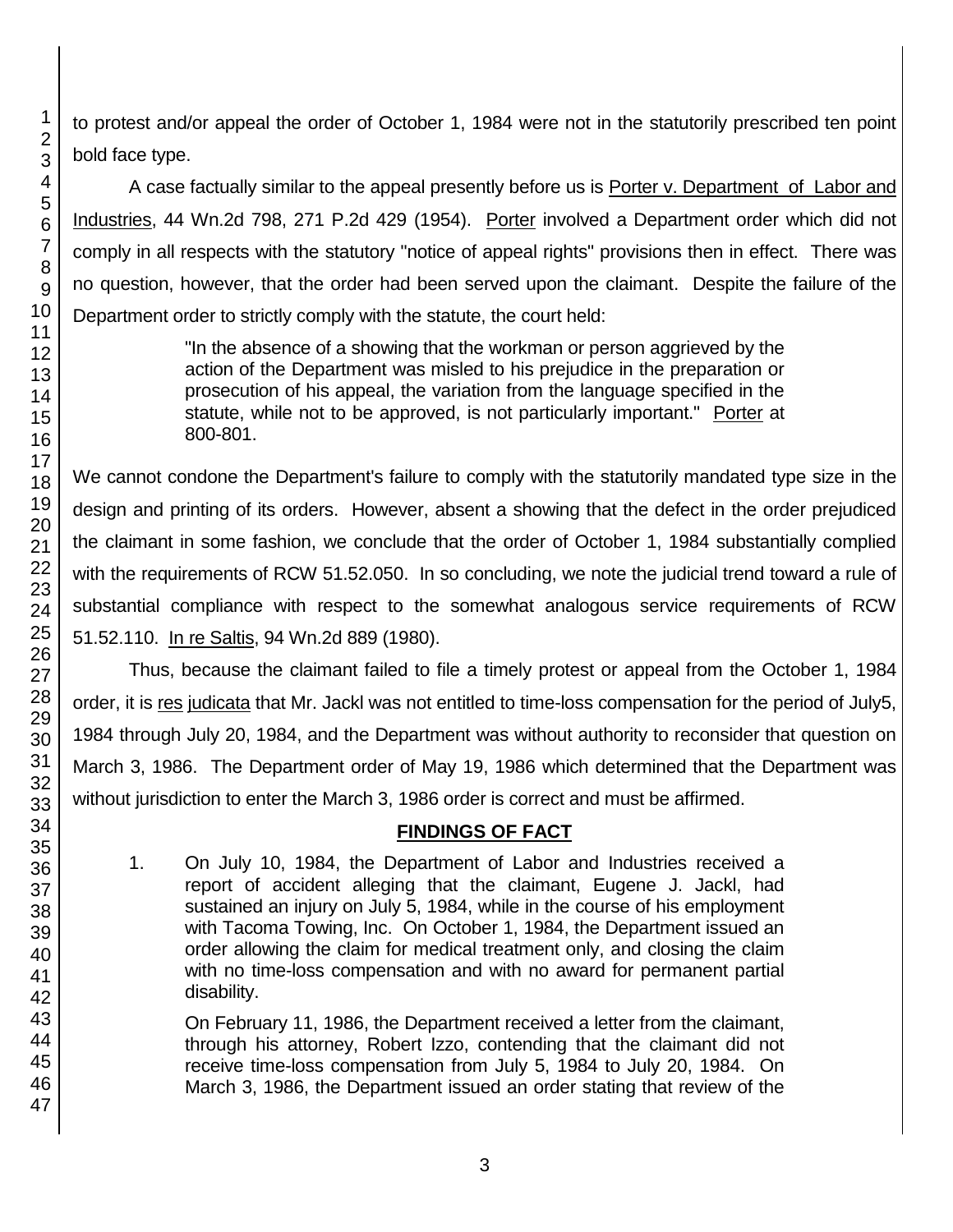to protest and/or appeal the order of October 1, 1984 were not in the statutorily prescribed ten point bold face type.

A case factually similar to the appeal presently before us is Porter v. Department of Labor and Industries, 44 Wn.2d 798, 271 P.2d 429 (1954). Porter involved a Department order which did not comply in all respects with the statutory "notice of appeal rights" provisions then in effect. There was no question, however, that the order had been served upon the claimant. Despite the failure of the Department order to strictly comply with the statute, the court held:

> "In the absence of a showing that the workman or person aggrieved by the action of the Department was misled to his prejudice in the preparation or prosecution of his appeal, the variation from the language specified in the statute, while not to be approved, is not particularly important." Porter at 800-801.

We cannot condone the Department's failure to comply with the statutorily mandated type size in the design and printing of its orders. However, absent a showing that the defect in the order prejudiced the claimant in some fashion, we conclude that the order of October 1, 1984 substantially complied with the requirements of RCW 51.52.050. In so concluding, we note the judicial trend toward a rule of substantial compliance with respect to the somewhat analogous service requirements of RCW 51.52.110. In re Saltis, 94 Wn.2d 889 (1980).

Thus, because the claimant failed to file a timely protest or appeal from the October 1, 1984 order, it is res judicata that Mr. Jackl was not entitled to time-loss compensation for the period of July5, 1984 through July 20, 1984, and the Department was without authority to reconsider that question on March 3, 1986. The Department order of May 19, 1986 which determined that the Department was without jurisdiction to enter the March 3, 1986 order is correct and must be affirmed.

## FINDINGS OF FACT

1. On July 10, 1984, the Department of Labor and Industries received a report of accident alleging that the claimant, Eugene J. Jackl, had sustained an injury on July 5, 1984, while in the course of his employment with Tacoma Towing, Inc. On October 1, 1984, the Department issued an order allowing the claim for medical treatment only, and closing the claim with no time-loss compensation and with no award for permanent partial disability.

   On February 11, 1986, the Department received a letter from the claimant, through his attorney, Robert Izzo, contending that the claimant did not receive time-loss compensation from July 5, 1984 to July 20, 1984. On March 3, 1986, the Department issued an order stating that review of the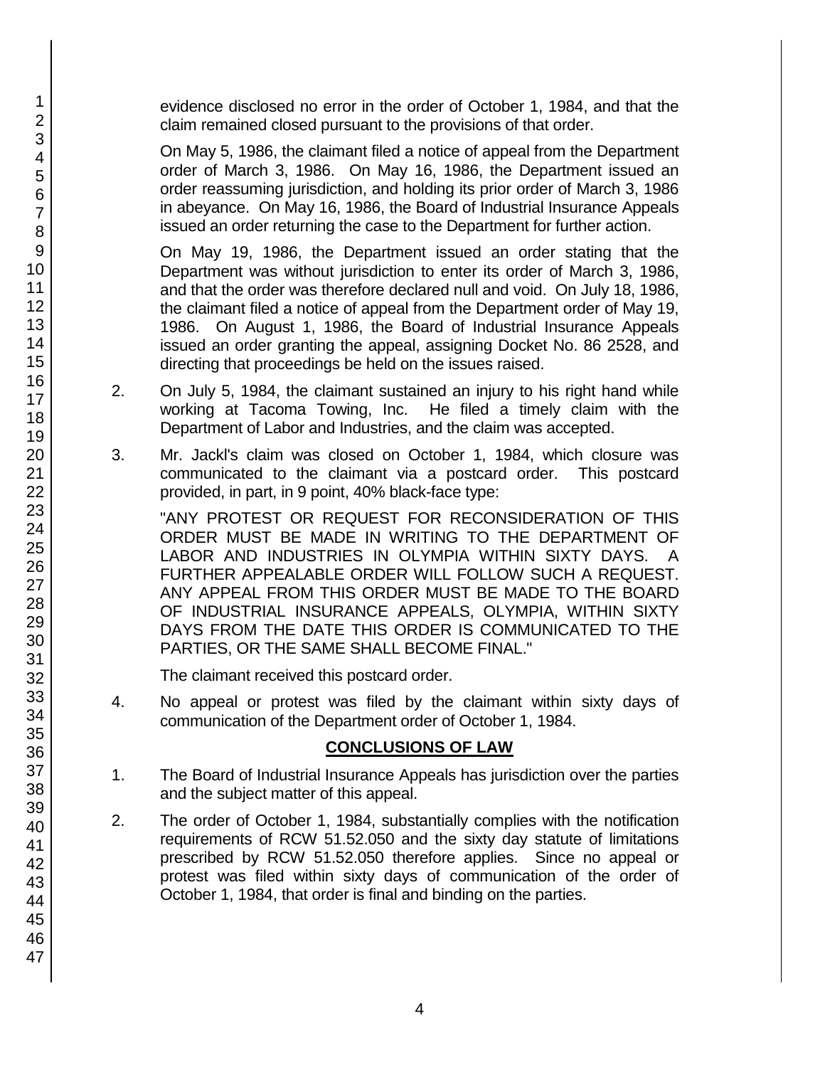evidence disclosed no error in the order of October 1, 1984, and that the claim remained closed pursuant to the provisions of that order.

On May 5, 1986, the claimant filed a notice of appeal from the Department order of March 3, 1986. On May 16, 1986, the Department issued an order reassuming jurisdiction, and holding its prior order of March 3, 1986 in abeyance. On May 16, 1986, the Board of Industrial Insurance Appeals issued an order returning the case to the Department for further action.

On May 19, 1986, the Department issued an order stating that the Department was without jurisdiction to enter its order of March 3, 1986, and that the order was therefore declared null and void. On July 18, 1986, the claimant filed a notice of appeal from the Department order of May 19, 1986. On August 1, 1986, the Board of Industrial Insurance Appeals issued an order granting the appeal, assigning Docket No. 86 2528, and directing that proceedings be held on the issues raised.

2. On July 5, 1984, the claimant sustained an injury to his right hand while working at Tacoma Towing, Inc. He filed a timely claim with the Department of Labor and Industries, and the claim was accepted.

3. Mr. Jackl's claim was closed on October 1, 1984, which closure was communicated to the claimant via a postcard order. This postcard provided, in part, in 9 point, 40% black-face type:

   "ANY PROTEST OR REQUEST FOR RECONSIDERATION OF THIS ORDER MUST BE MADE IN WRITING TO THE DEPARTMENT OF LABOR AND INDUSTRIES IN OLYMPIA WITHIN SIXTY DAYS. A FURTHER APPEALABLE ORDER WILL FOLLOW SUCH A REQUEST. ANY APPEAL FROM THIS ORDER MUST BE MADE TO THE BOARD OF INDUSTRIAL INSURANCE APPEALS, OLYMPIA, WITHIN SIXTY DAYS FROM THE DATE THIS ORDER IS COMMUNICATED TO THE PARTIES, OR THE SAME SHALL BECOME FINAL."

   The claimant received this postcard order.

4. No appeal or protest was filed by the claimant within sixty days of communication of the Department order of October 1, 1984.

## CONCLUSIONS OF LAW

1. The Board of Industrial Insurance Appeals has jurisdiction over the parties and the subject matter of this appeal.

2. The order of October 1, 1984, substantially complies with the notification requirements of RCW 51.52.050 and the sixty day statute of limitations prescribed by RCW 51.52.050 therefore applies. Since no appeal or protest was filed within sixty days of communication of the order of October 1, 1984, that order is final and binding on the parties.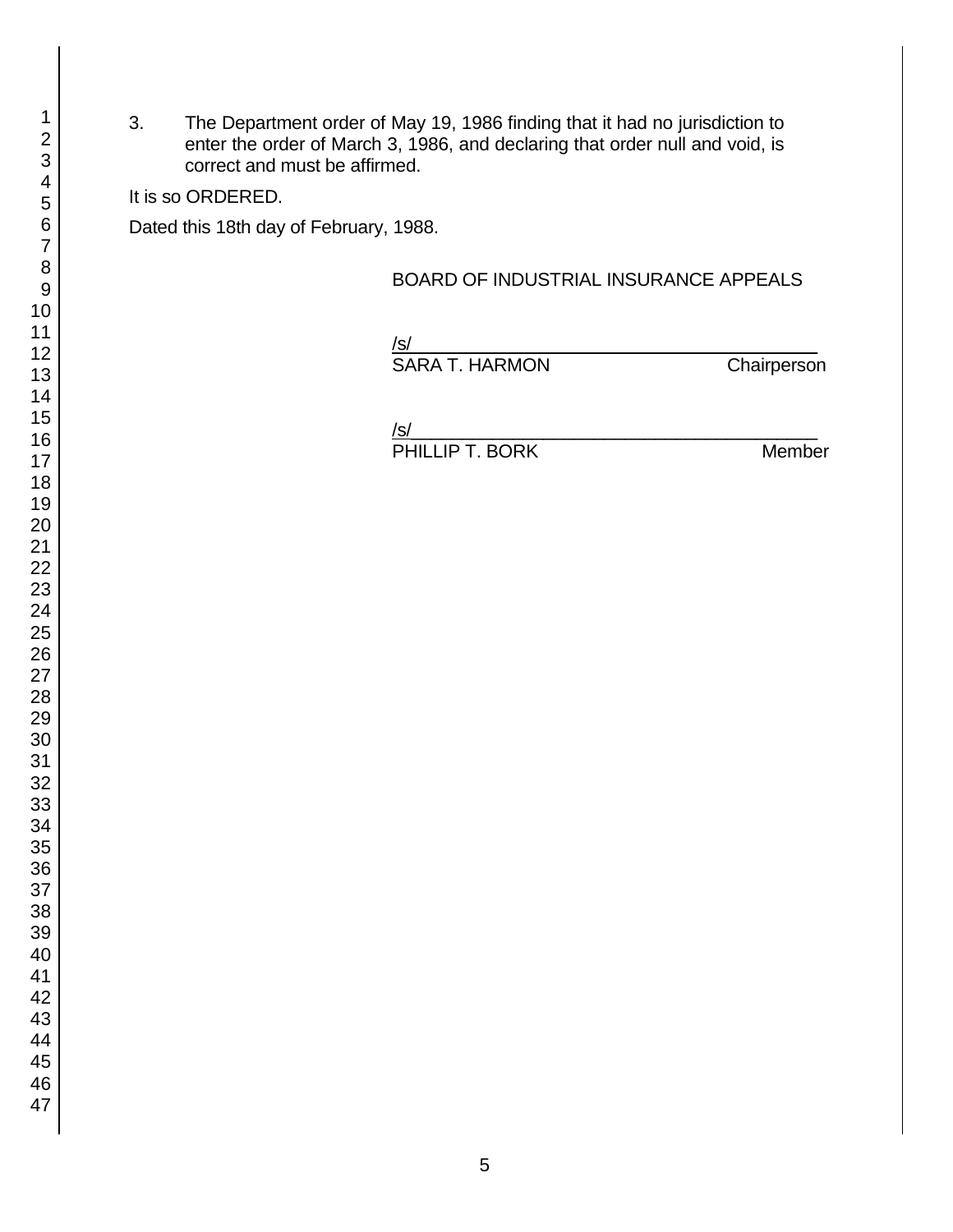3. The Department order of May 19, 1986 finding that it had no jurisdiction to enter the order of March 3, 1986, and declaring that order null and void, is correct and must be affirmed.

It is so ORDERED.

Dated this 18th day of February, 1988.

BOARD OF INDUSTRIAL INSURANCE APPEALS

/s/________________________________________
SARA T. HARMON Chairperson

/s/________________________________________
PHILLIP T. BORK Member